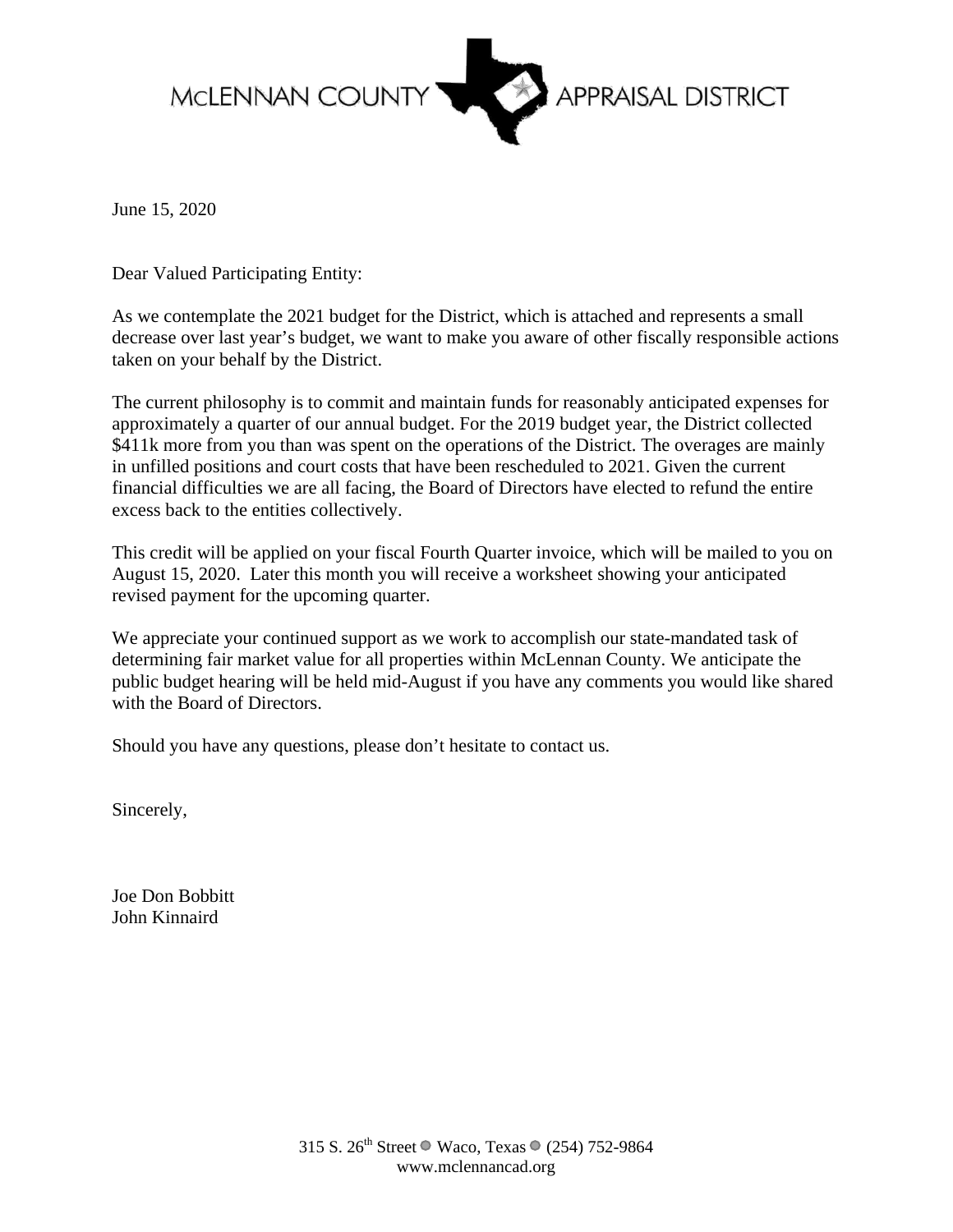McLENNAN COUNTY APPRAISAL DISTRICT

June 15, 2020

Dear Valued Participating Entity:

As we contemplate the 2021 budget for the District, which is attached and represents a small decrease over last year's budget, we want to make you aware of other fiscally responsible actions taken on your behalf by the District.

The current philosophy is to commit and maintain funds for reasonably anticipated expenses for approximately a quarter of our annual budget. For the 2019 budget year, the District collected $411k more from you than was spent on the operations of the District. The overages are mainly in unfilled positions and court costs that have been rescheduled to 2021. Given the current financial difficulties we are all facing, the Board of Directors have elected to refund the entire excess back to the entities collectively.

This credit will be applied on your fiscal Fourth Quarter invoice, which will be mailed to you on August 15, 2020. Later this month you will receive a worksheet showing your anticipated revised payment for the upcoming quarter.

We appreciate your continued support as we work to accomplish our state-mandated task of determining fair market value for all properties within McLennan County. We anticipate the public budget hearing will be held mid-August if you have any comments you would like shared with the Board of Directors.

Should you have any questions, please don't hesitate to contact us.

Sincerely,

Joe Don Bobbitt
John Kinnaird

315 S. 26th Street • Waco, Texas • (254) 752-9864
www.mclennancad.org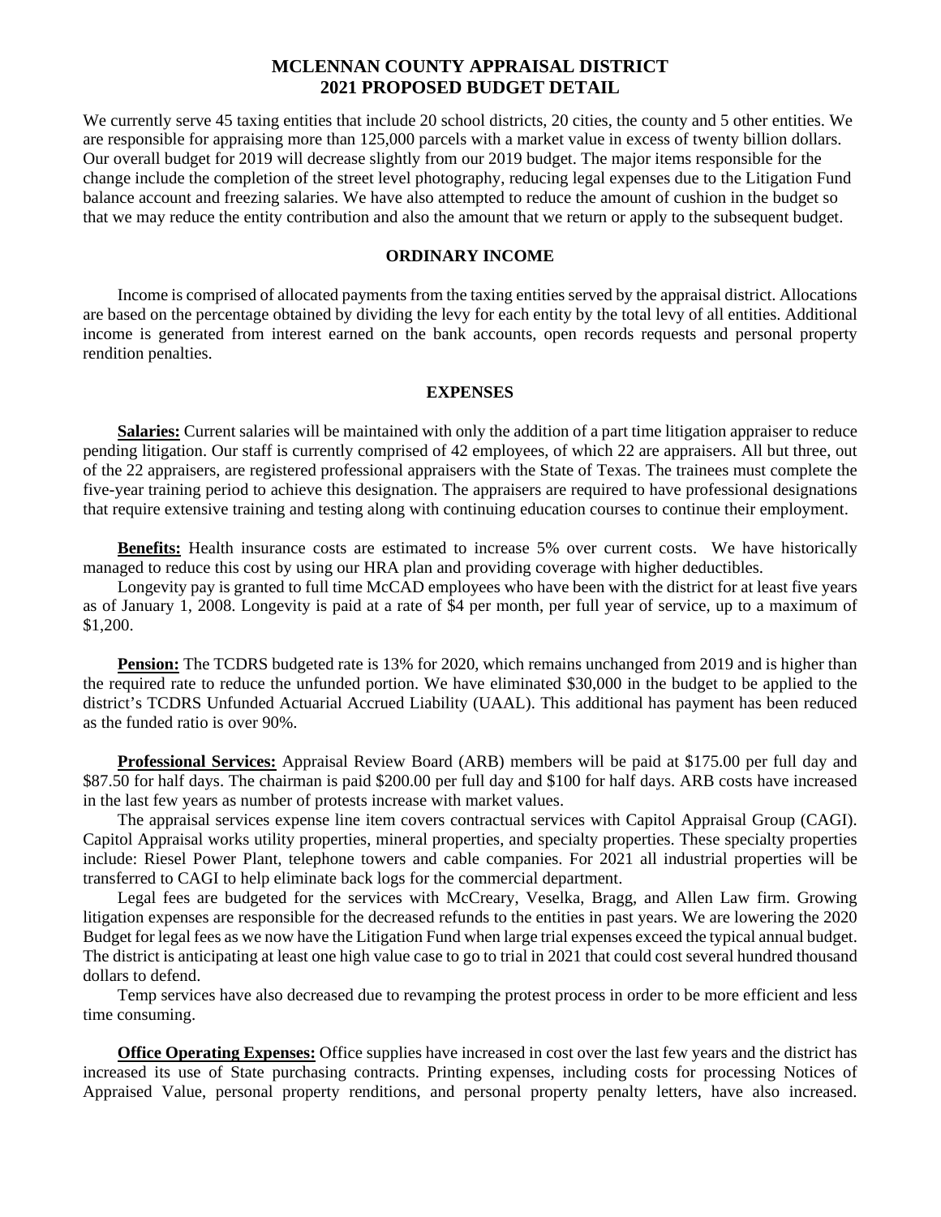# MCLENNAN COUNTY APPRAISAL DISTRICT
# 2021 PROPOSED BUDGET DETAIL

We currently serve 45 taxing entities that include 20 school districts, 20 cities, the county and 5 other entities. We are responsible for appraising more than 125,000 parcels with a market value in excess of twenty billion dollars. Our overall budget for 2019 will decrease slightly from our 2019 budget. The major items responsible for the change include the completion of the street level photography, reducing legal expenses due to the Litigation Fund balance account and freezing salaries. We have also attempted to reduce the amount of cushion in the budget so that we may reduce the entity contribution and also the amount that we return or apply to the subsequent budget.

## ORDINARY INCOME

Income is comprised of allocated payments from the taxing entities served by the appraisal district. Allocations are based on the percentage obtained by dividing the levy for each entity by the total levy of all entities. Additional income is generated from interest earned on the bank accounts, open records requests and personal property rendition penalties.

## EXPENSES

**Salaries:** Current salaries will be maintained with only the addition of a part time litigation appraiser to reduce pending litigation. Our staff is currently comprised of 42 employees, of which 22 are appraisers. All but three, out of the 22 appraisers, are registered professional appraisers with the State of Texas. The trainees must complete the five-year training period to achieve this designation. The appraisers are required to have professional designations that require extensive training and testing along with continuing education courses to continue their employment.

**Benefits:** Health insurance costs are estimated to increase 5% over current costs. We have historically managed to reduce this cost by using our HRA plan and providing coverage with higher deductibles.

Longevity pay is granted to full time McCAD employees who have been with the district for at least five years as of January 1, 2008. Longevity is paid at a rate of $4 per month, per full year of service, up to a maximum of $1,200.

**Pension:** The TCDRS budgeted rate is 13% for 2020, which remains unchanged from 2019 and is higher than the required rate to reduce the unfunded portion. We have eliminated $30,000 in the budget to be applied to the district's TCDRS Unfunded Actuarial Accrued Liability (UAAL). This additional has payment has been reduced as the funded ratio is over 90%.

**Professional Services:** Appraisal Review Board (ARB) members will be paid at $175.00 per full day and $87.50 for half days. The chairman is paid $200.00 per full day and $100 for half days. ARB costs have increased in the last few years as number of protests increase with market values.

The appraisal services expense line item covers contractual services with Capitol Appraisal Group (CAGI). Capitol Appraisal works utility properties, mineral properties, and specialty properties. These specialty properties include: Riesel Power Plant, telephone towers and cable companies. For 2021 all industrial properties will be transferred to CAGI to help eliminate back logs for the commercial department.

Legal fees are budgeted for the services with McCreary, Veselka, Bragg, and Allen Law firm. Growing litigation expenses are responsible for the decreased refunds to the entities in past years. We are lowering the 2020 Budget for legal fees as we now have the Litigation Fund when large trial expenses exceed the typical annual budget. The district is anticipating at least one high value case to go to trial in 2021 that could cost several hundred thousand dollars to defend.

Temp services have also decreased due to revamping the protest process in order to be more efficient and less time consuming.

**Office Operating Expenses:** Office supplies have increased in cost over the last few years and the district has increased its use of State purchasing contracts. Printing expenses, including costs for processing Notices of Appraised Value, personal property renditions, and personal property penalty letters, have also increased.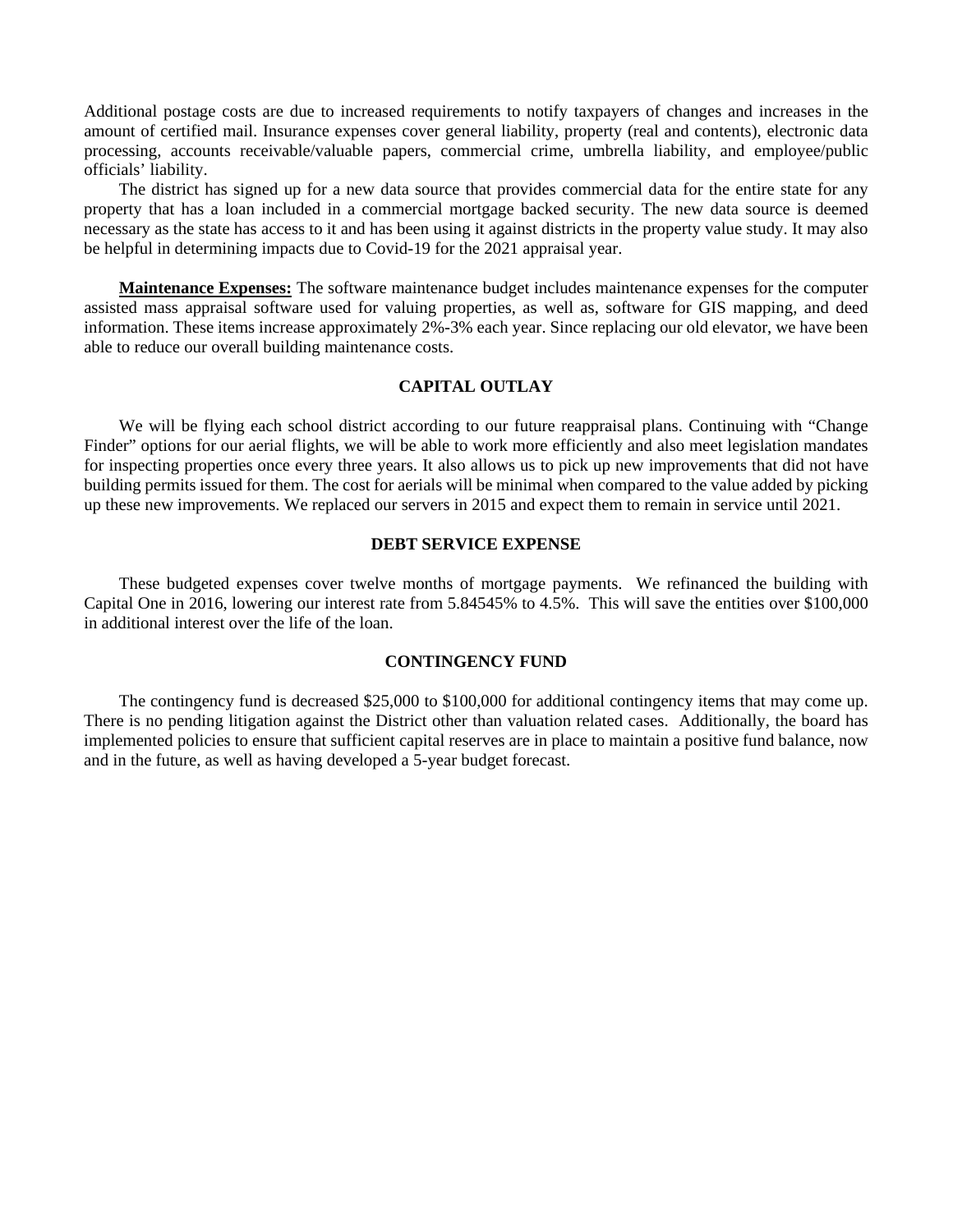Additional postage costs are due to increased requirements to notify taxpayers of changes and increases in the amount of certified mail. Insurance expenses cover general liability, property (real and contents), electronic data processing, accounts receivable/valuable papers, commercial crime, umbrella liability, and employee/public officials' liability.

The district has signed up for a new data source that provides commercial data for the entire state for any property that has a loan included in a commercial mortgage backed security. The new data source is deemed necessary as the state has access to it and has been using it against districts in the property value study. It may also be helpful in determining impacts due to Covid-19 for the 2021 appraisal year.

**Maintenance Expenses:** The software maintenance budget includes maintenance expenses for the computer assisted mass appraisal software used for valuing properties, as well as, software for GIS mapping, and deed information. These items increase approximately 2%-3% each year. Since replacing our old elevator, we have been able to reduce our overall building maintenance costs.

## CAPITAL OUTLAY

We will be flying each school district according to our future reappraisal plans. Continuing with "Change Finder" options for our aerial flights, we will be able to work more efficiently and also meet legislation mandates for inspecting properties once every three years. It also allows us to pick up new improvements that did not have building permits issued for them. The cost for aerials will be minimal when compared to the value added by picking up these new improvements. We replaced our servers in 2015 and expect them to remain in service until 2021.

## DEBT SERVICE EXPENSE

These budgeted expenses cover twelve months of mortgage payments. We refinanced the building with Capital One in 2016, lowering our interest rate from 5.84545% to 4.5%. This will save the entities over $100,000 in additional interest over the life of the loan.

## CONTINGENCY FUND

The contingency fund is decreased $25,000 to $100,000 for additional contingency items that may come up. There is no pending litigation against the District other than valuation related cases. Additionally, the board has implemented policies to ensure that sufficient capital reserves are in place to maintain a positive fund balance, now and in the future, as well as having developed a 5-year budget forecast.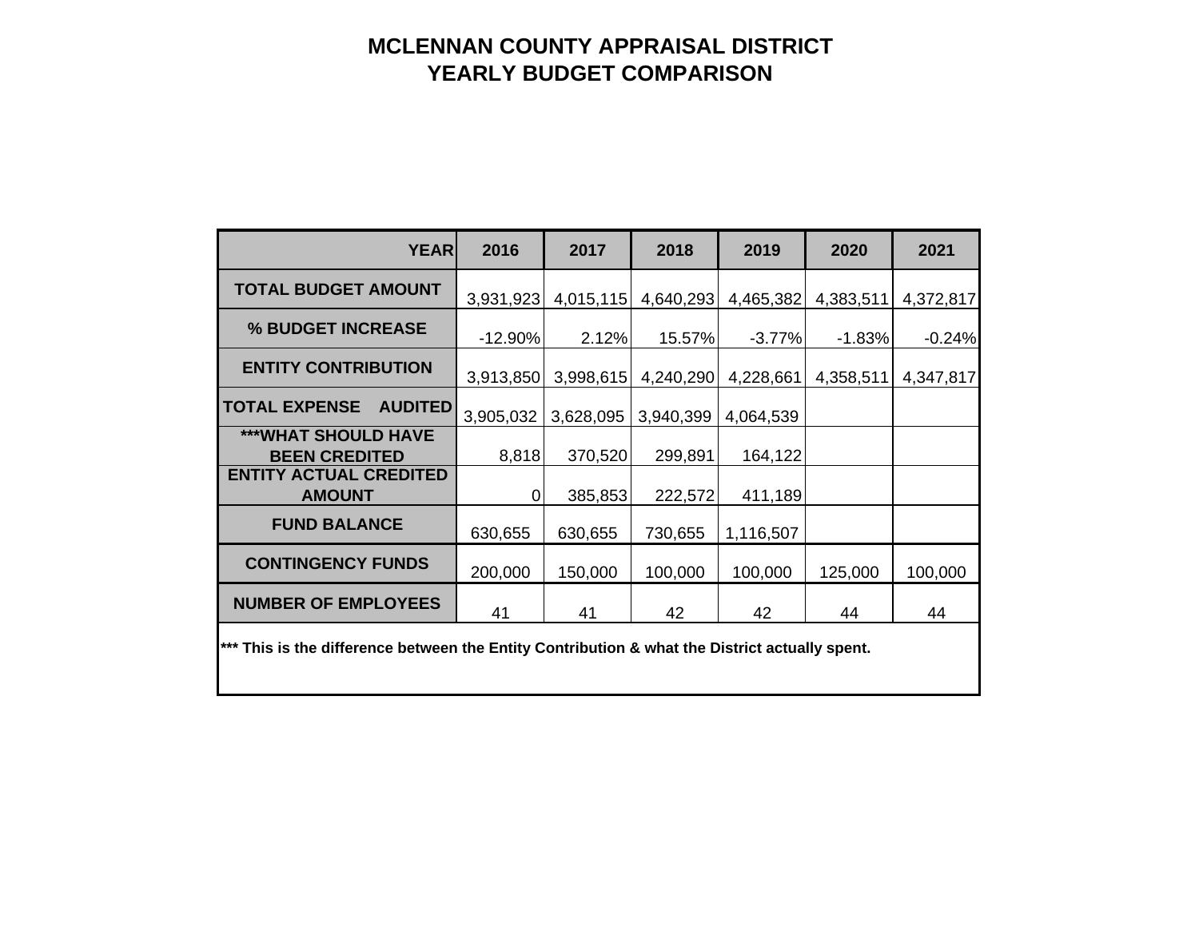# MCLENNAN COUNTY APPRAISAL DISTRICT
# YEARLY BUDGET COMPARISON

| YEAR | 2016 | 2017 | 2018 | 2019 | 2020 | 2021 |
|---|---|---|---|---|---|---|
| TOTAL BUDGET AMOUNT | 3,931,923 | 4,015,115 | 4,640,293 | 4,465,382 | 4,383,511 | 4,372,817 |
| % BUDGET INCREASE | -12.90% | 2.12% | 15.57% | -3.77% | -1.83% | -0.24% |
| ENTITY CONTRIBUTION | 3,913,850 | 3,998,615 | 4,240,290 | 4,228,661 | 4,358,511 | 4,347,817 |
| TOTAL EXPENSE AUDITED | 3,905,032 | 3,628,095 | 3,940,399 | 4,064,539 | | |
| ***WHAT SHOULD HAVE BEEN CREDITED | 8,818 | 370,520 | 299,891 | 164,122 | | |
| ENTITY ACTUAL CREDITED AMOUNT | 0 | 385,853 | 222,572 | 411,189 | | |
| FUND BALANCE | 630,655 | 630,655 | 730,655 | 1,116,507 | | |
| CONTINGENCY FUNDS | 200,000 | 150,000 | 100,000 | 100,000 | 125,000 | 100,000 |
| NUMBER OF EMPLOYEES | 41 | 41 | 42 | 42 | 44 | 44 |

**\*\*\* This is the difference between the Entity Contribution & what the District actually spent.**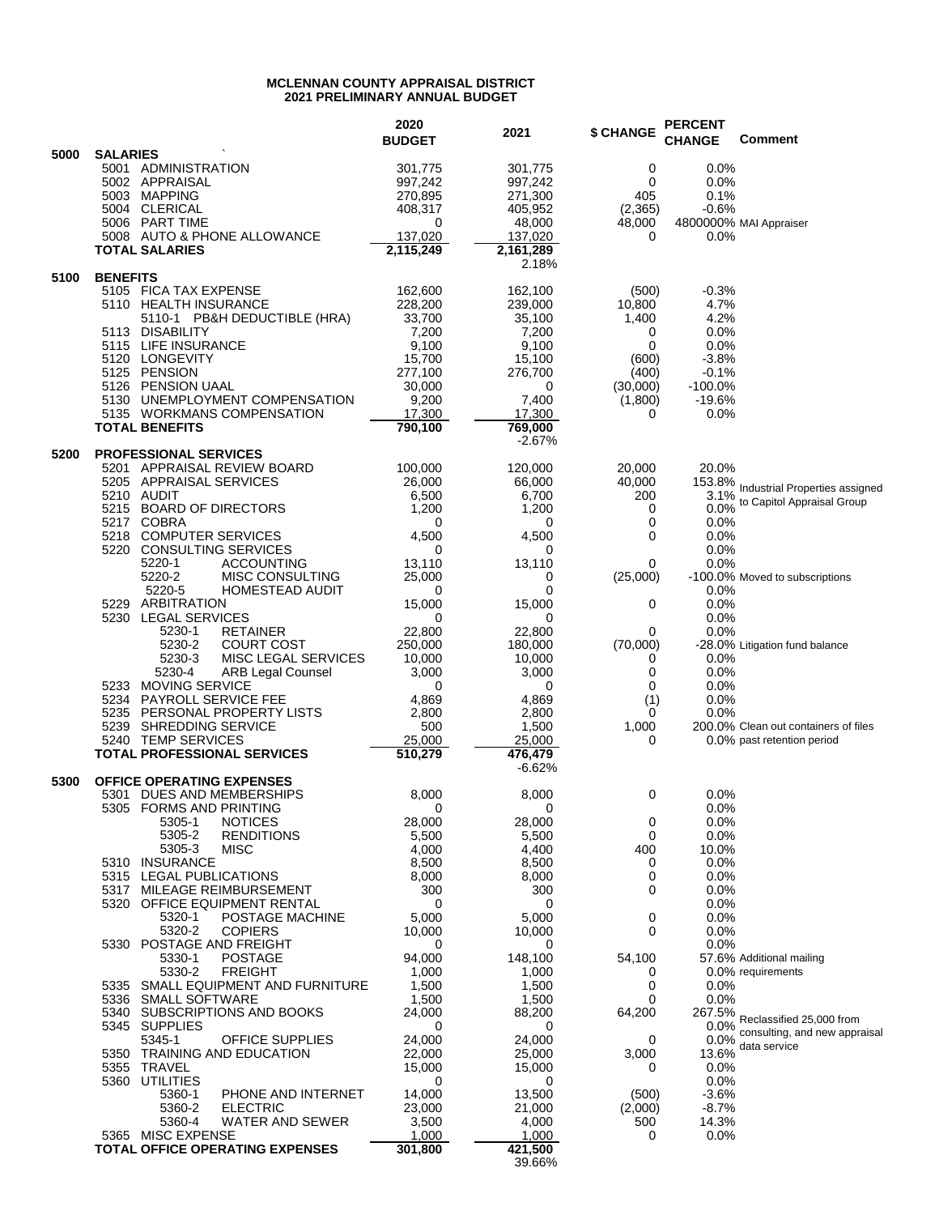# MCLENNAN COUNTY APPRAISAL DISTRICT
## 2021 PRELIMINARY ANNUAL BUDGET

| | | 2020 BUDGET | 2021 | $ CHANGE | PERCENT CHANGE | Comment |
|---|---|---|---|---|---|---|
| **5000** | **SALARIES** | | | | | |
| | 5001 ADMINISTRATION | 301,775 | 301,775 | 0 | 0.0% | |
| | 5002 APPRAISAL | 997,242 | 997,242 | 0 | 0.0% | |
| | 5003 MAPPING | 270,895 | 271,300 | 405 | 0.1% | |
| | 5004 CLERICAL | 408,317 | 405,952 | (2,365) | -0.6% | |
| | 5006 PART TIME | 0 | 48,000 | 48,000 | 4800000% | MAI Appraiser |
| | 5008 AUTO & PHONE ALLOWANCE | 137,020 | 137,020 | 0 | 0.0% | |
| | **TOTAL SALARIES** | **2,115,249** | **2,161,289** | | | |
| | | | 2.18% | | | |
| **5100** | **BENEFITS** | | | | | |
| | 5105 FICA TAX EXPENSE | 162,600 | 162,100 | (500) | -0.3% | |
| | 5110 HEALTH INSURANCE | 228,200 | 239,000 | 10,800 | 4.7% | |
| | 5110-1 PB&H DEDUCTIBLE (HRA) | 33,700 | 35,100 | 1,400 | 4.2% | |
| | 5113 DISABILITY | 7,200 | 7,200 | 0 | 0.0% | |
| | 5115 LIFE INSURANCE | 9,100 | 9,100 | 0 | 0.0% | |
| | 5120 LONGEVITY | 15,700 | 15,100 | (600) | -3.8% | |
| | 5125 PENSION | 277,100 | 276,700 | (400) | -0.1% | |
| | 5126 PENSION UAAL | 30,000 | 0 | (30,000) | -100.0% | |
| | 5130 UNEMPLOYMENT COMPENSATION | 9,200 | 7,400 | (1,800) | -19.6% | |
| | 5135 WORKMANS COMPENSATION | 17,300 | 17,300 | 0 | 0.0% | |
| | **TOTAL BENEFITS** | **790,100** | **769,000** | | | |
| | | | -2.67% | | | |
| **5200** | **PROFESSIONAL SERVICES** | | | | | |
| | 5201 APPRAISAL REVIEW BOARD | 100,000 | 120,000 | 20,000 | 20.0% | |
| | 5205 APPRAISAL SERVICES | 26,000 | 66,000 | 40,000 | 153.8% | Industrial Properties assigned to Capitol Appraisal Group |
| | 5210 AUDIT | 6,500 | 6,700 | 200 | 3.1% | |
| | 5215 BOARD OF DIRECTORS | 1,200 | 1,200 | 0 | 0.0% | |
| | 5217 COBRA | 0 | 0 | 0 | 0.0% | |
| | 5218 COMPUTER SERVICES | 4,500 | 4,500 | 0 | 0.0% | |
| | 5220 CONSULTING SERVICES | 0 | 0 | | 0.0% | |
| | 5220-1 ACCOUNTING | 13,110 | 13,110 | 0 | 0.0% | |
| | 5220-2 MISC CONSULTING | 25,000 | 0 | (25,000) | -100.0% | Moved to subscriptions |
| | 5220-5 HOMESTEAD AUDIT | 0 | 0 | | 0.0% | |
| | 5229 ARBITRATION | 15,000 | 15,000 | 0 | 0.0% | |
| | 5230 LEGAL SERVICES | 0 | 0 | | 0.0% | |
| | 5230-1 RETAINER | 22,800 | 22,800 | 0 | 0.0% | |
| | 5230-2 COURT COST | 250,000 | 180,000 | (70,000) | -28.0% | Litigation fund balance |
| | 5230-3 MISC LEGAL SERVICES | 10,000 | 10,000 | 0 | 0.0% | |
| | 5230-4 ARB Legal Counsel | 3,000 | 3,000 | 0 | 0.0% | |
| | 5233 MOVING SERVICE | 0 | 0 | 0 | 0.0% | |
| | 5234 PAYROLL SERVICE FEE | 4,869 | 4,869 | (1) | 0.0% | |
| | 5235 PERSONAL PROPERTY LISTS | 2,800 | 2,800 | 0 | 0.0% | |
| | 5239 SHREDDING SERVICE | 500 | 1,500 | 1,000 | 200.0% | Clean out containers of files past retention period |
| | 5240 TEMP SERVICES | 25,000 | 25,000 | 0 | 0.0% | |
| | **TOTAL PROFESSIONAL SERVICES** | **510,279** | **476,479** | | | |
| | | | -6.62% | | | |
| **5300** | **OFFICE OPERATING EXPENSES** | | | | | |
| | 5301 DUES AND MEMBERSHIPS | 8,000 | 8,000 | 0 | 0.0% | |
| | 5305 FORMS AND PRINTING | 0 | 0 | | 0.0% | |
| | 5305-1 NOTICES | 28,000 | 28,000 | 0 | 0.0% | |
| | 5305-2 RENDITIONS | 5,500 | 5,500 | 0 | 0.0% | |
| | 5305-3 MISC | 4,000 | 4,400 | 400 | 10.0% | |
| | 5310 INSURANCE | 8,500 | 8,500 | 0 | 0.0% | |
| | 5315 LEGAL PUBLICATIONS | 8,000 | 8,000 | 0 | 0.0% | |
| | 5317 MILEAGE REIMBURSEMENT | 300 | 300 | 0 | 0.0% | |
| | 5320 OFFICE EQUIPMENT RENTAL | 0 | 0 | | 0.0% | |
| | 5320-1 POSTAGE MACHINE | 5,000 | 5,000 | 0 | 0.0% | |
| | 5320-2 COPIERS | 10,000 | 10,000 | 0 | 0.0% | |
| | 5330 POSTAGE AND FREIGHT | 0 | 0 | | 0.0% | |
| | 5330-1 POSTAGE | 94,000 | 148,100 | 54,100 | 57.6% | Additional mailing requirements |
| | 5330-2 FREIGHT | 1,000 | 1,000 | 0 | 0.0% | |
| | 5335 SMALL EQUIPMENT AND FURNITURE | 1,500 | 1,500 | 0 | 0.0% | |
| | 5336 SMALL SOFTWARE | 1,500 | 1,500 | 0 | 0.0% | |
| | 5340 SUBSCRIPTIONS AND BOOKS | 24,000 | 88,200 | 64,200 | 267.5% | Reclassified 25,000 from consulting, and new appraisal data service |
| | 5345 SUPPLIES | 0 | 0 | | 0.0% | |
| | 5345-1 OFFICE SUPPLIES | 24,000 | 24,000 | 0 | 0.0% | |
| | 5350 TRAINING AND EDUCATION | 22,000 | 25,000 | 3,000 | 13.6% | |
| | 5355 TRAVEL | 15,000 | 15,000 | 0 | 0.0% | |
| | 5360 UTILITIES | 0 | 0 | | 0.0% | |
| | 5360-1 PHONE AND INTERNET | 14,000 | 13,500 | (500) | -3.6% | |
| | 5360-2 ELECTRIC | 23,000 | 21,000 | (2,000) | -8.7% | |
| | 5360-4 WATER AND SEWER | 3,500 | 4,000 | 500 | 14.3% | |
| | 5365 MISC EXPENSE | 1,000 | 1,000 | 0 | 0.0% | |
| | **TOTAL OFFICE OPERATING EXPENSES** | **301,800** | **421,500** | | | |
| | | | 39.66% | | | |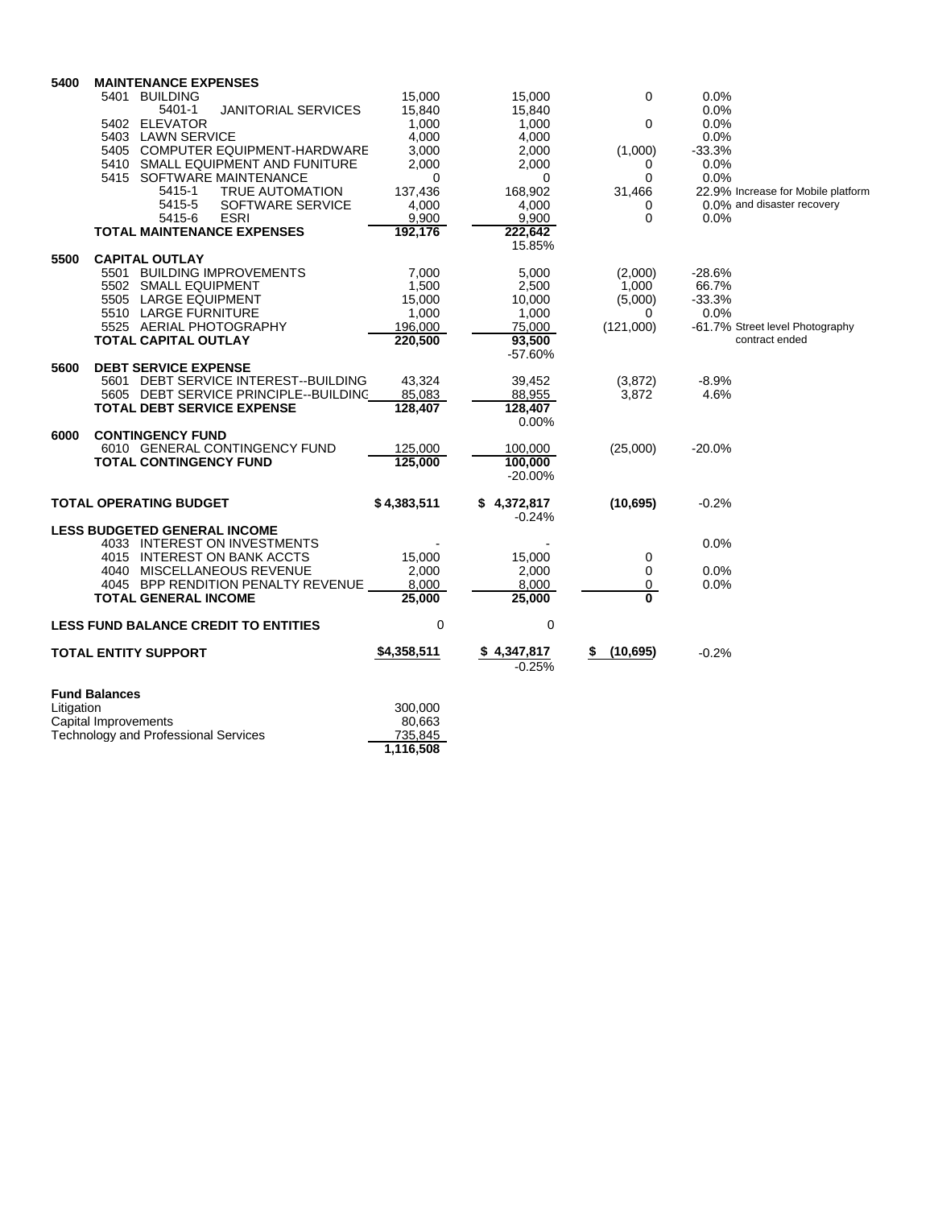| Code | Description | Column 1 | Column 2 | Change | % Change | Notes |
|---|---|---|---|---|---|---|
| **5400** | **MAINTENANCE EXPENSES** | | | | | |
| | 5401 BUILDING | 15,000 | 15,000 | 0 | 0.0% | |
| | 5401-1 JANITORIAL SERVICES | 15,840 | 15,840 | | 0.0% | |
| | 5402 ELEVATOR | 1,000 | 1,000 | 0 | 0.0% | |
| | 5403 LAWN SERVICE | 4,000 | 4,000 | | 0.0% | |
| | 5405 COMPUTER EQUIPMENT-HARDWARE | 3,000 | 2,000 | (1,000) | -33.3% | |
| | 5410 SMALL EQUIPMENT AND FUNITURE | 2,000 | 2,000 | 0 | 0.0% | |
| | 5415 SOFTWARE MAINTENANCE | 0 | 0 | 0 | 0.0% | |
| | 5415-1 TRUE AUTOMATION | 137,436 | 168,902 | 31,466 | 22.9% | Increase for Mobile platform |
| | 5415-5 SOFTWARE SERVICE | 4,000 | 4,000 | 0 | 0.0% | and disaster recovery |
| | 5415-6 ESRI | 9,900 | 9,900 | 0 | 0.0% | |
| | **TOTAL MAINTENANCE EXPENSES** | **192,176** | **222,642** | | | |
| | | | 15.85% | | | |
| **5500** | **CAPITAL OUTLAY** | | | | | |
| | 5501 BUILDING IMPROVEMENTS | 7,000 | 5,000 | (2,000) | -28.6% | |
| | 5502 SMALL EQUIPMENT | 1,500 | 2,500 | 1,000 | 66.7% | |
| | 5505 LARGE EQUIPMENT | 15,000 | 10,000 | (5,000) | -33.3% | |
| | 5510 LARGE FURNITURE | 1,000 | 1,000 | 0 | 0.0% | |
| | 5525 AERIAL PHOTOGRAPHY | 196,000 | 75,000 | (121,000) | -61.7% | Street level Photography contract ended |
| | **TOTAL CAPITAL OUTLAY** | **220,500** | **93,500** | | | |
| | | | -57.60% | | | |
| **5600** | **DEBT SERVICE EXPENSE** | | | | | |
| | 5601 DEBT SERVICE INTEREST--BUILDING | 43,324 | 39,452 | (3,872) | -8.9% | |
| | 5605 DEBT SERVICE PRINCIPLE--BUILDING | 85,083 | 88,955 | 3,872 | 4.6% | |
| | **TOTAL DEBT SERVICE EXPENSE** | **128,407** | **128,407** | | | |
| | | | 0.00% | | | |
| **6000** | **CONTINGENCY FUND** | | | | | |
| | 6010 GENERAL CONTINGENCY FUND | 125,000 | 100,000 | (25,000) | -20.0% | |
| | **TOTAL CONTINGENCY FUND** | **125,000** | **100,000** | | | |
| | | | -20.00% | | | |
| | **TOTAL OPERATING BUDGET** | **$ 4,383,511** | **$ 4,372,817** | **(10,695)** | -0.2% | |
| | | | -0.24% | | | |
| | **LESS BUDGETED GENERAL INCOME** | | | | | |
| | 4033 INTEREST ON INVESTMENTS | - | - | | 0.0% | |
| | 4015 INTEREST ON BANK ACCTS | 15,000 | 15,000 | 0 | | |
| | 4040 MISCELLANEOUS REVENUE | 2,000 | 2,000 | 0 | 0.0% | |
| | 4045 BPP RENDITION PENALTY REVENUE | 8,000 | 8,000 | 0 | 0.0% | |
| | **TOTAL GENERAL INCOME** | **25,000** | **25,000** | **0** | | |
| | **LESS FUND BALANCE CREDIT TO ENTITIES** | 0 | 0 | | | |
| | **TOTAL ENTITY SUPPORT** | **$4,358,511** | **$ 4,347,817** | **$ (10,695)** | -0.2% | |
| | | | -0.25% | | | |

**Fund Balances**

| | |
|---|---|
| Litigation | 300,000 |
| Capital Improvements | 80,663 |
| Technology and Professional Services | 735,845 |
| | **1,116,508** |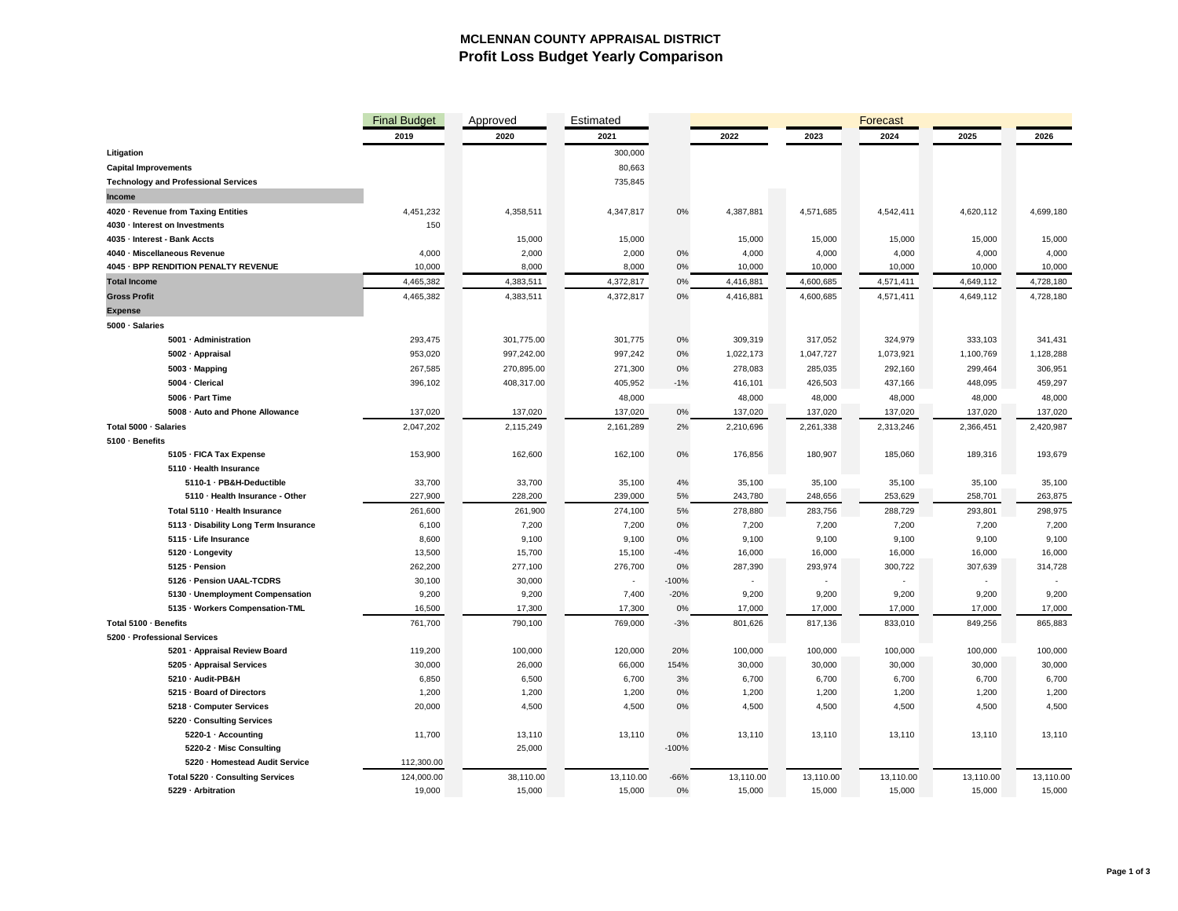# MCLENNAN COUNTY APPRAISAL DISTRICT

## Profit Loss Budget Yearly Comparison

| | Final Budget | Approved | Estimated | | Forecast | | | | |
|---|---|---|---|---|---|---|---|---|---|
| | 2019 | 2020 | 2021 | | 2022 | 2023 | 2024 | 2025 | 2026 |
| **Litigation** | | | 300,000 | | | | | | |
| **Capital Improvements** | | | 80,663 | | | | | | |
| **Technology and Professional Services** | | | 735,845 | | | | | | |
| **Income** | | | | | | | | | |
| **4020 · Revenue from Taxing Entities** | 4,451,232 | 4,358,511 | 4,347,817 | 0% | 4,387,881 | 4,571,685 | 4,542,411 | 4,620,112 | 4,699,180 |
| **4030 · Interest on Investments** | 150 | | | | | | | | |
| **4035 · Interest - Bank Accts** | | 15,000 | 15,000 | | 15,000 | 15,000 | 15,000 | 15,000 | 15,000 |
| **4040 · Miscellaneous Revenue** | 4,000 | 2,000 | 2,000 | 0% | 4,000 | 4,000 | 4,000 | 4,000 | 4,000 |
| **4045 · BPP RENDITION PENALTY REVENUE** | 10,000 | 8,000 | 8,000 | 0% | 10,000 | 10,000 | 10,000 | 10,000 | 10,000 |
| **Total Income** | 4,465,382 | 4,383,511 | 4,372,817 | 0% | 4,416,881 | 4,600,685 | 4,571,411 | 4,649,112 | 4,728,180 |
| **Gross Profit** | 4,465,382 | 4,383,511 | 4,372,817 | 0% | 4,416,881 | 4,600,685 | 4,571,411 | 4,649,112 | 4,728,180 |
| **Expense** | | | | | | | | | |
| **5000 · Salaries** | | | | | | | | | |
| **5001 · Administration** | 293,475 | 301,775.00 | 301,775 | 0% | 309,319 | 317,052 | 324,979 | 333,103 | 341,431 |
| **5002 · Appraisal** | 953,020 | 997,242.00 | 997,242 | 0% | 1,022,173 | 1,047,727 | 1,073,921 | 1,100,769 | 1,128,288 |
| **5003 · Mapping** | 267,585 | 270,895.00 | 271,300 | 0% | 278,083 | 285,035 | 292,160 | 299,464 | 306,951 |
| **5004 · Clerical** | 396,102 | 408,317.00 | 405,952 | -1% | 416,101 | 426,503 | 437,166 | 448,095 | 459,297 |
| **5006 · Part Time** | | | 48,000 | | 48,000 | 48,000 | 48,000 | 48,000 | 48,000 |
| **5008 · Auto and Phone Allowance** | 137,020 | 137,020 | 137,020 | 0% | 137,020 | 137,020 | 137,020 | 137,020 | 137,020 |
| **Total 5000 · Salaries** | 2,047,202 | 2,115,249 | 2,161,289 | 2% | 2,210,696 | 2,261,338 | 2,313,246 | 2,366,451 | 2,420,987 |
| **5100 · Benefits** | | | | | | | | | |
| **5105 · FICA Tax Expense** | 153,900 | 162,600 | 162,100 | 0% | 176,856 | 180,907 | 185,060 | 189,316 | 193,679 |
| **5110 · Health Insurance** | | | | | | | | | |
| **5110-1 · PB&H-Deductible** | 33,700 | 33,700 | 35,100 | 4% | 35,100 | 35,100 | 35,100 | 35,100 | 35,100 |
| **5110 · Health Insurance - Other** | 227,900 | 228,200 | 239,000 | 5% | 243,780 | 248,656 | 253,629 | 258,701 | 263,875 |
| **Total 5110 · Health Insurance** | 261,600 | 261,900 | 274,100 | 5% | 278,880 | 283,756 | 288,729 | 293,801 | 298,975 |
| **5113 · Disability Long Term Insurance** | 6,100 | 7,200 | 7,200 | 0% | 7,200 | 7,200 | 7,200 | 7,200 | 7,200 |
| **5115 · Life Insurance** | 8,600 | 9,100 | 9,100 | 0% | 9,100 | 9,100 | 9,100 | 9,100 | 9,100 |
| **5120 · Longevity** | 13,500 | 15,700 | 15,100 | -4% | 16,000 | 16,000 | 16,000 | 16,000 | 16,000 |
| **5125 · Pension** | 262,200 | 277,100 | 276,700 | 0% | 287,390 | 293,974 | 300,722 | 307,639 | 314,728 |
| **5126 · Pension UAAL-TCDRS** | 30,100 | 30,000 | - | -100% | - | - | - | - | - |
| **5130 · Unemployment Compensation** | 9,200 | 9,200 | 7,400 | -20% | 9,200 | 9,200 | 9,200 | 9,200 | 9,200 |
| **5135 · Workers Compensation-TML** | 16,500 | 17,300 | 17,300 | 0% | 17,000 | 17,000 | 17,000 | 17,000 | 17,000 |
| **Total 5100 · Benefits** | 761,700 | 790,100 | 769,000 | -3% | 801,626 | 817,136 | 833,010 | 849,256 | 865,883 |
| **5200 · Professional Services** | | | | | | | | | |
| **5201 · Appraisal Review Board** | 119,200 | 100,000 | 120,000 | 20% | 100,000 | 100,000 | 100,000 | 100,000 | 100,000 |
| **5205 · Appraisal Services** | 30,000 | 26,000 | 66,000 | 154% | 30,000 | 30,000 | 30,000 | 30,000 | 30,000 |
| **5210 · Audit-PB&H** | 6,850 | 6,500 | 6,700 | 3% | 6,700 | 6,700 | 6,700 | 6,700 | 6,700 |
| **5215 · Board of Directors** | 1,200 | 1,200 | 1,200 | 0% | 1,200 | 1,200 | 1,200 | 1,200 | 1,200 |
| **5218 · Computer Services** | 20,000 | 4,500 | 4,500 | 0% | 4,500 | 4,500 | 4,500 | 4,500 | 4,500 |
| **5220 · Consulting Services** | | | | | | | | | |
| **5220-1 · Accounting** | 11,700 | 13,110 | 13,110 | 0% | 13,110 | 13,110 | 13,110 | 13,110 | 13,110 |
| **5220-2 · Misc Consulting** | | 25,000 | | -100% | | | | | |
| **5220 · Homestead Audit Service** | 112,300.00 | | | | | | | | |
| **Total 5220 · Consulting Services** | 124,000.00 | 38,110.00 | 13,110.00 | -66% | 13,110.00 | 13,110.00 | 13,110.00 | 13,110.00 | 13,110.00 |
| **5229 · Arbitration** | 19,000 | 15,000 | 15,000 | 0% | 15,000 | 15,000 | 15,000 | 15,000 | 15,000 |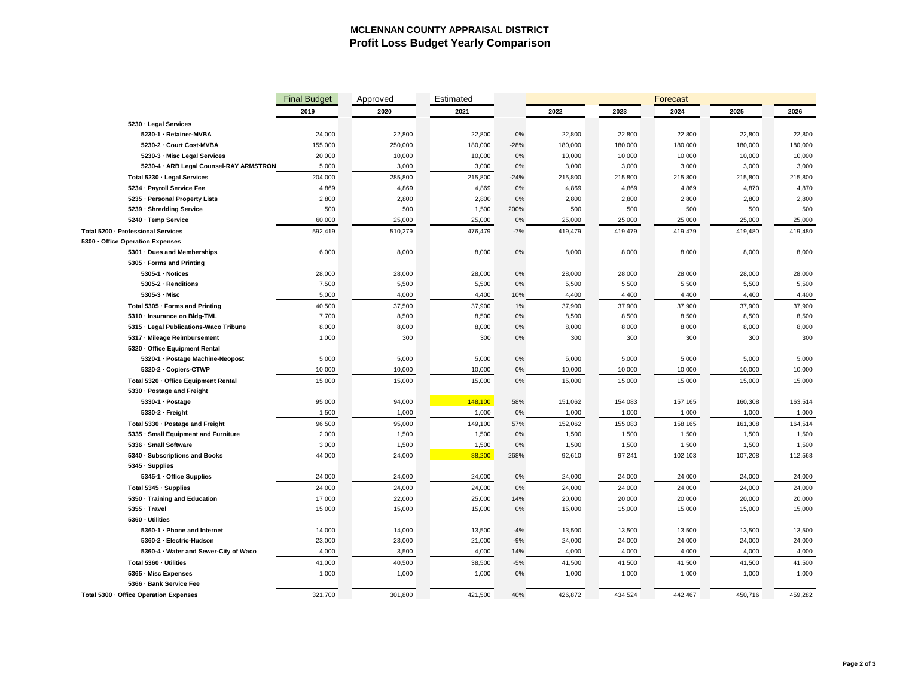# MCLENNAN COUNTY APPRAISAL DISTRICT
## Profit Loss Budget Yearly Comparison

| | Final Budget | Approved | Estimated | | Forecast | | | | |
|---|---|---|---|---|---|---|---|---|---|
| | **2019** | **2020** | **2021** | | **2022** | **2023** | **2024** | **2025** | **2026** |
| **5230 · Legal Services** | | | | | | | | | |
| **5230-1 · Retainer-MVBA** | 24,000 | 22,800 | 22,800 | 0% | 22,800 | 22,800 | 22,800 | 22,800 | 22,800 |
| **5230-2 · Court Cost-MVBA** | 155,000 | 250,000 | 180,000 | -28% | 180,000 | 180,000 | 180,000 | 180,000 | 180,000 |
| **5230-3 · Misc Legal Services** | 20,000 | 10,000 | 10,000 | 0% | 10,000 | 10,000 | 10,000 | 10,000 | 10,000 |
| **5230-4 · ARB Legal Counsel-RAY ARMSTRON** | 5,000 | 3,000 | 3,000 | 0% | 3,000 | 3,000 | 3,000 | 3,000 | 3,000 |
| **Total 5230 · Legal Services** | 204,000 | 285,800 | 215,800 | -24% | 215,800 | 215,800 | 215,800 | 215,800 | 215,800 |
| **5234 · Payroll Service Fee** | 4,869 | 4,869 | 4,869 | 0% | 4,869 | 4,869 | 4,869 | 4,870 | 4,870 |
| **5235 · Personal Property Lists** | 2,800 | 2,800 | 2,800 | 0% | 2,800 | 2,800 | 2,800 | 2,800 | 2,800 |
| **5239 · Shredding Service** | 500 | 500 | 1,500 | 200% | 500 | 500 | 500 | 500 | 500 |
| **5240 · Temp Service** | 60,000 | 25,000 | 25,000 | 0% | 25,000 | 25,000 | 25,000 | 25,000 | 25,000 |
| **Total 5200 · Professional Services** | 592,419 | 510,279 | 476,479 | -7% | 419,479 | 419,479 | 419,479 | 419,480 | 419,480 |
| **5300 · Office Operation Expenses** | | | | | | | | | |
| **5301 · Dues and Memberships** | 6,000 | 8,000 | 8,000 | 0% | 8,000 | 8,000 | 8,000 | 8,000 | 8,000 |
| **5305 · Forms and Printing** | | | | | | | | | |
| **5305-1 · Notices** | 28,000 | 28,000 | 28,000 | 0% | 28,000 | 28,000 | 28,000 | 28,000 | 28,000 |
| **5305-2 · Renditions** | 7,500 | 5,500 | 5,500 | 0% | 5,500 | 5,500 | 5,500 | 5,500 | 5,500 |
| **5305-3 · Misc** | 5,000 | 4,000 | 4,400 | 10% | 4,400 | 4,400 | 4,400 | 4,400 | 4,400 |
| **Total 5305 · Forms and Printing** | 40,500 | 37,500 | 37,900 | 1% | 37,900 | 37,900 | 37,900 | 37,900 | 37,900 |
| **5310 · Insurance on Bldg-TML** | 7,700 | 8,500 | 8,500 | 0% | 8,500 | 8,500 | 8,500 | 8,500 | 8,500 |
| **5315 · Legal Publications-Waco Tribune** | 8,000 | 8,000 | 8,000 | 0% | 8,000 | 8,000 | 8,000 | 8,000 | 8,000 |
| **5317 · Mileage Reimbursement** | 1,000 | 300 | 300 | 0% | 300 | 300 | 300 | 300 | 300 |
| **5320 · Office Equipment Rental** | | | | | | | | | |
| **5320-1 · Postage Machine-Neopost** | 5,000 | 5,000 | 5,000 | 0% | 5,000 | 5,000 | 5,000 | 5,000 | 5,000 |
| **5320-2 · Copiers-CTWP** | 10,000 | 10,000 | 10,000 | 0% | 10,000 | 10,000 | 10,000 | 10,000 | 10,000 |
| **Total 5320 · Office Equipment Rental** | 15,000 | 15,000 | 15,000 | 0% | 15,000 | 15,000 | 15,000 | 15,000 | 15,000 |
| **5330 · Postage and Freight** | | | | | | | | | |
| **5330-1 · Postage** | 95,000 | 94,000 | 148,100 | 58% | 151,062 | 154,083 | 157,165 | 160,308 | 163,514 |
| **5330-2 · Freight** | 1,500 | 1,000 | 1,000 | 0% | 1,000 | 1,000 | 1,000 | 1,000 | 1,000 |
| **Total 5330 · Postage and Freight** | 96,500 | 95,000 | 149,100 | 57% | 152,062 | 155,083 | 158,165 | 161,308 | 164,514 |
| **5335 · Small Equipment and Furniture** | 2,000 | 1,500 | 1,500 | 0% | 1,500 | 1,500 | 1,500 | 1,500 | 1,500 |
| **5336 · Small Software** | 3,000 | 1,500 | 1,500 | 0% | 1,500 | 1,500 | 1,500 | 1,500 | 1,500 |
| **5340 · Subscriptions and Books** | 44,000 | 24,000 | 88,200 | 268% | 92,610 | 97,241 | 102,103 | 107,208 | 112,568 |
| **5345 · Supplies** | | | | | | | | | |
| **5345-1 · Office Supplies** | 24,000 | 24,000 | 24,000 | 0% | 24,000 | 24,000 | 24,000 | 24,000 | 24,000 |
| **Total 5345 · Supplies** | 24,000 | 24,000 | 24,000 | 0% | 24,000 | 24,000 | 24,000 | 24,000 | 24,000 |
| **5350 · Training and Education** | 17,000 | 22,000 | 25,000 | 14% | 20,000 | 20,000 | 20,000 | 20,000 | 20,000 |
| **5355 · Travel** | 15,000 | 15,000 | 15,000 | 0% | 15,000 | 15,000 | 15,000 | 15,000 | 15,000 |
| **5360 · Utilities** | | | | | | | | | |
| **5360-1 · Phone and Internet** | 14,000 | 14,000 | 13,500 | -4% | 13,500 | 13,500 | 13,500 | 13,500 | 13,500 |
| **5360-2 · Electric-Hudson** | 23,000 | 23,000 | 21,000 | -9% | 24,000 | 24,000 | 24,000 | 24,000 | 24,000 |
| **5360-4 · Water and Sewer-City of Waco** | 4,000 | 3,500 | 4,000 | 14% | 4,000 | 4,000 | 4,000 | 4,000 | 4,000 |
| **Total 5360 · Utilities** | 41,000 | 40,500 | 38,500 | -5% | 41,500 | 41,500 | 41,500 | 41,500 | 41,500 |
| **5365 · Misc Expenses** | 1,000 | 1,000 | 1,000 | 0% | 1,000 | 1,000 | 1,000 | 1,000 | 1,000 |
| **5366 · Bank Service Fee** | | | | | | | | | |
| **Total 5300 · Office Operation Expenses** | 321,700 | 301,800 | 421,500 | 40% | 426,872 | 434,524 | 442,467 | 450,716 | 459,282 |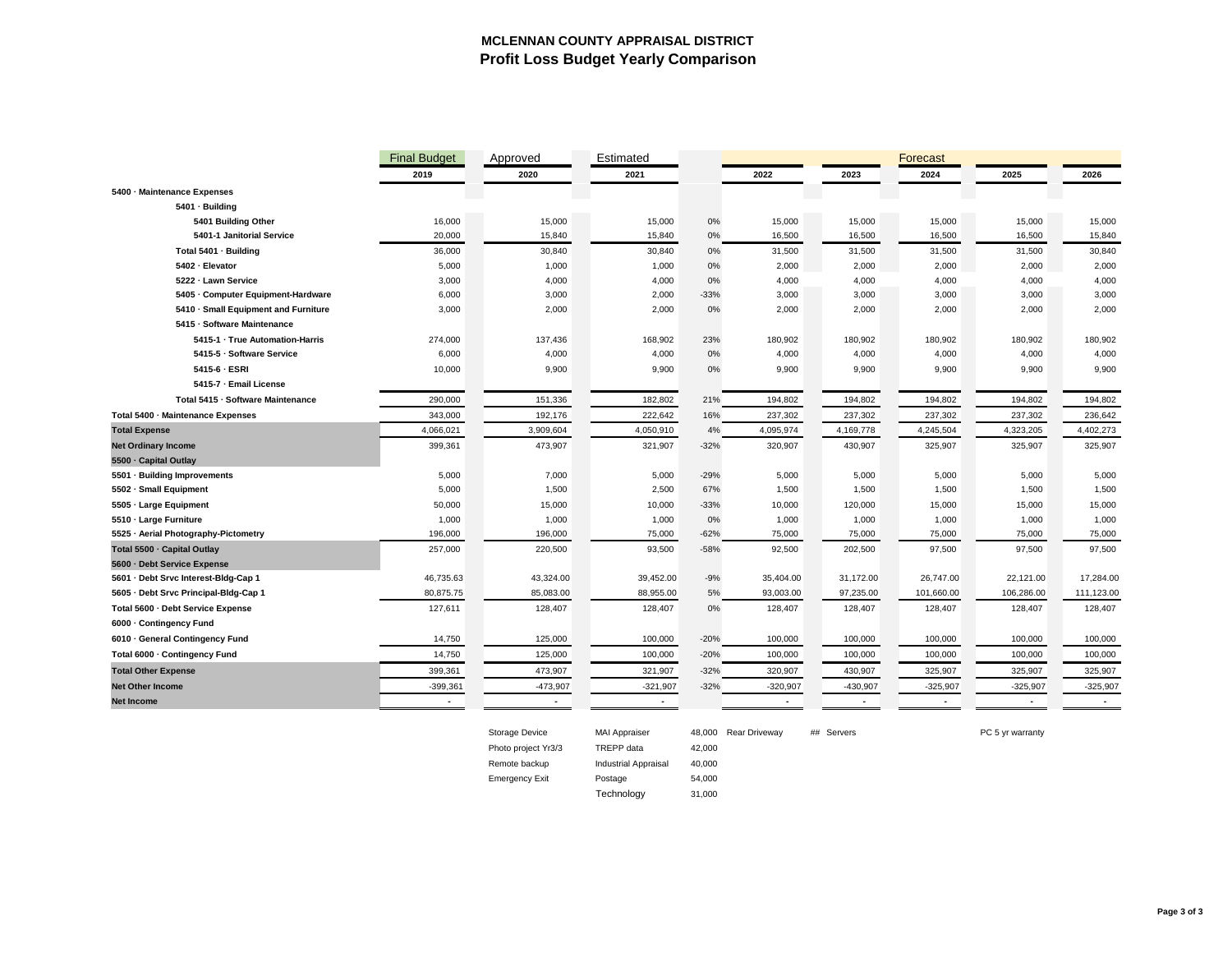# MCLENNAN COUNTY APPRAISAL DISTRICT

## Profit Loss Budget Yearly Comparison

| | Final Budget | Approved | Estimated | | Forecast | | | | |
|---|---|---|---|---|---|---|---|---|---|
| | 2019 | 2020 | 2021 | | 2022 | 2023 | 2024 | 2025 | 2026 |
| **5400 · Maintenance Expenses** | | | | | | | | | |
| **5401 · Building** | | | | | | | | | |
| **5401 Building Other** | 16,000 | 15,000 | 15,000 | 0% | 15,000 | 15,000 | 15,000 | 15,000 | 15,000 |
| **5401-1 Janitorial Service** | 20,000 | 15,840 | 15,840 | 0% | 16,500 | 16,500 | 16,500 | 16,500 | 15,840 |
| **Total 5401 · Building** | 36,000 | 30,840 | 30,840 | 0% | 31,500 | 31,500 | 31,500 | 31,500 | 30,840 |
| **5402 · Elevator** | 5,000 | 1,000 | 1,000 | 0% | 2,000 | 2,000 | 2,000 | 2,000 | 2,000 |
| **5222 · Lawn Service** | 3,000 | 4,000 | 4,000 | 0% | 4,000 | 4,000 | 4,000 | 4,000 | 4,000 |
| **5405 · Computer Equipment-Hardware** | 6,000 | 3,000 | 2,000 | -33% | 3,000 | 3,000 | 3,000 | 3,000 | 3,000 |
| **5410 · Small Equipment and Furniture** | 3,000 | 2,000 | 2,000 | 0% | 2,000 | 2,000 | 2,000 | 2,000 | 2,000 |
| **5415 · Software Maintenance** | | | | | | | | | |
| **5415-1 · True Automation-Harris** | 274,000 | 137,436 | 168,902 | 23% | 180,902 | 180,902 | 180,902 | 180,902 | 180,902 |
| **5415-5 · Software Service** | 6,000 | 4,000 | 4,000 | 0% | 4,000 | 4,000 | 4,000 | 4,000 | 4,000 |
| **5415-6 · ESRI** | 10,000 | 9,900 | 9,900 | 0% | 9,900 | 9,900 | 9,900 | 9,900 | 9,900 |
| **5415-7 · Email License** | | | | | | | | | |
| **Total 5415 · Software Maintenance** | 290,000 | 151,336 | 182,802 | 21% | 194,802 | 194,802 | 194,802 | 194,802 | 194,802 |
| **Total 5400 · Maintenance Expenses** | 343,000 | 192,176 | 222,642 | 16% | 237,302 | 237,302 | 237,302 | 237,302 | 236,642 |
| **Total Expense** | 4,066,021 | 3,909,604 | 4,050,910 | 4% | 4,095,974 | 4,169,778 | 4,245,504 | 4,323,205 | 4,402,273 |
| **Net Ordinary Income** | 399,361 | 473,907 | 321,907 | -32% | 320,907 | 430,907 | 325,907 | 325,907 | 325,907 |
| **5500 · Capital Outlay** | | | | | | | | | |
| **5501 · Building Improvements** | 5,000 | 7,000 | 5,000 | -29% | 5,000 | 5,000 | 5,000 | 5,000 | 5,000 |
| **5502 · Small Equipment** | 5,000 | 1,500 | 2,500 | 67% | 1,500 | 1,500 | 1,500 | 1,500 | 1,500 |
| **5505 · Large Equipment** | 50,000 | 15,000 | 10,000 | -33% | 10,000 | 120,000 | 15,000 | 15,000 | 15,000 |
| **5510 · Large Furniture** | 1,000 | 1,000 | 1,000 | 0% | 1,000 | 1,000 | 1,000 | 1,000 | 1,000 |
| **5525 · Aerial Photography-Pictometry** | 196,000 | 196,000 | 75,000 | -62% | 75,000 | 75,000 | 75,000 | 75,000 | 75,000 |
| **Total 5500 · Capital Outlay** | 257,000 | 220,500 | 93,500 | -58% | 92,500 | 202,500 | 97,500 | 97,500 | 97,500 |
| **5600 · Debt Service Expense** | | | | | | | | | |
| **5601 · Debt Srvc Interest-Bldg-Cap 1** | 46,735.63 | 43,324.00 | 39,452.00 | -9% | 35,404.00 | 31,172.00 | 26,747.00 | 22,121.00 | 17,284.00 |
| **5605 · Debt Srvc Principal-Bldg-Cap 1** | 80,875.75 | 85,083.00 | 88,955.00 | 5% | 93,003.00 | 97,235.00 | 101,660.00 | 106,286.00 | 111,123.00 |
| **Total 5600 · Debt Service Expense** | 127,611 | 128,407 | 128,407 | 0% | 128,407 | 128,407 | 128,407 | 128,407 | 128,407 |
| **6000 · Contingency Fund** | | | | | | | | | |
| **6010 · General Contingency Fund** | 14,750 | 125,000 | 100,000 | -20% | 100,000 | 100,000 | 100,000 | 100,000 | 100,000 |
| **Total 6000 · Contingency Fund** | 14,750 | 125,000 | 100,000 | -20% | 100,000 | 100,000 | 100,000 | 100,000 | 100,000 |
| **Total Other Expense** | 399,361 | 473,907 | 321,907 | -32% | 320,907 | 430,907 | 325,907 | 325,907 | 325,907 |
| **Net Other Income** | -399,361 | -473,907 | -321,907 | -32% | -320,907 | -430,907 | -325,907 | -325,907 | -325,907 |
| **Net Income** | - | - | - | | - | - | - | - | - |

| | | | | | |
|---|---|---|---|---|---|
| Storage Device | MAI Appraiser | 48,000 | Rear Driveway | ## Servers | PC 5 yr warranty |
| Photo project Yr3/3 | TREPP data | 42,000 | | | |
| Remote backup | Industrial Appraisal | 40,000 | | | |
| Emergency Exit | Postage | 54,000 | | | |
| | Technology | 31,000 | | | |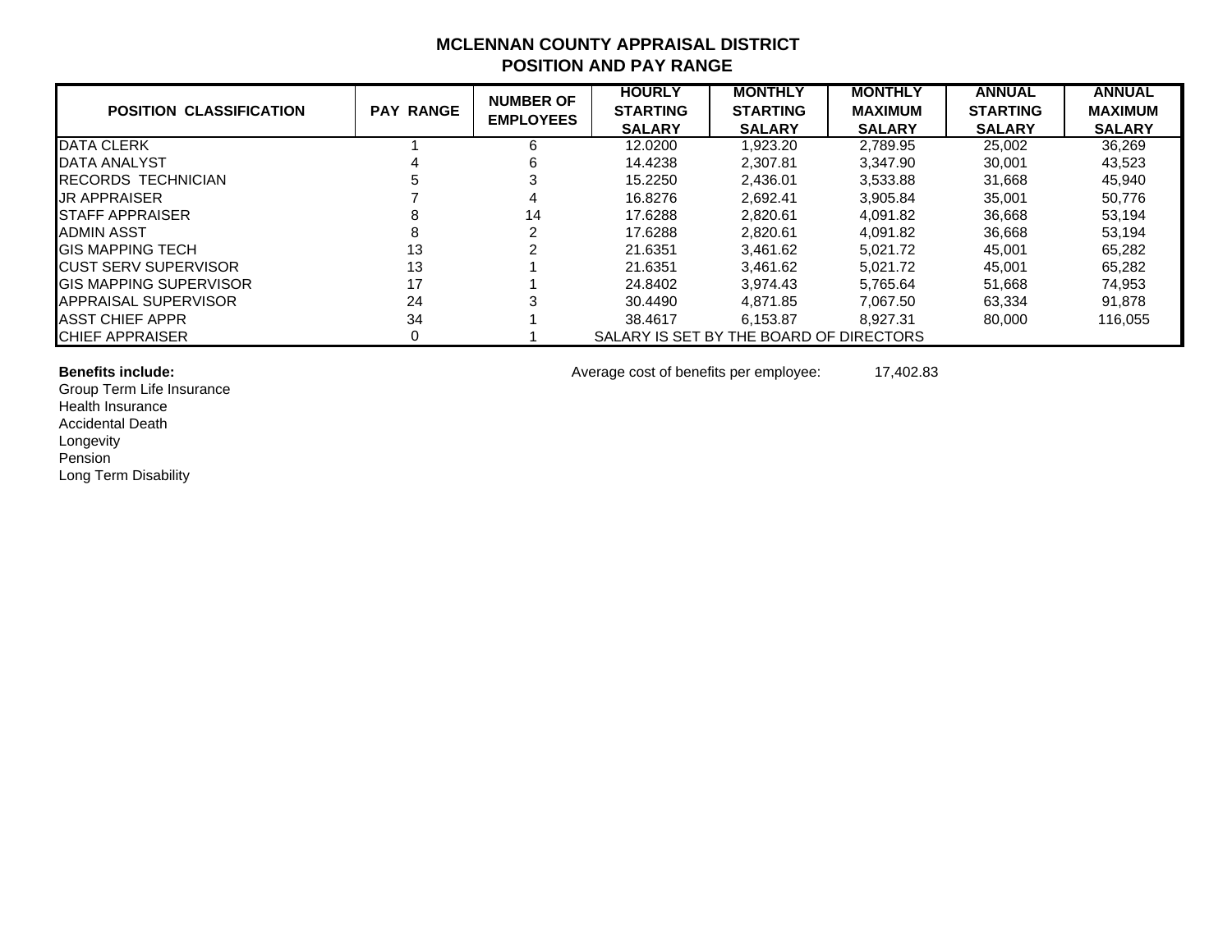# MCLENNAN COUNTY APPRAISAL DISTRICT
## POSITION AND PAY RANGE

| POSITION CLASSIFICATION | PAY RANGE | NUMBER OF EMPLOYEES | HOURLY STARTING SALARY | MONTHLY STARTING SALARY | MONTHLY MAXIMUM SALARY | ANNUAL STARTING SALARY | ANNUAL MAXIMUM SALARY |
|---|---|---|---|---|---|---|---|
| DATA CLERK | 1 | 6 | 12.0200 | 1,923.20 | 2,789.95 | 25,002 | 36,269 |
| DATA ANALYST | 4 | 6 | 14.4238 | 2,307.81 | 3,347.90 | 30,001 | 43,523 |
| RECORDS TECHNICIAN | 5 | 3 | 15.2250 | 2,436.01 | 3,533.88 | 31,668 | 45,940 |
| JR APPRAISER | 7 | 4 | 16.8276 | 2,692.41 | 3,905.84 | 35,001 | 50,776 |
| STAFF APPRAISER | 8 | 14 | 17.6288 | 2,820.61 | 4,091.82 | 36,668 | 53,194 |
| ADMIN ASST | 8 | 2 | 17.6288 | 2,820.61 | 4,091.82 | 36,668 | 53,194 |
| GIS MAPPING TECH | 13 | 2 | 21.6351 | 3,461.62 | 5,021.72 | 45,001 | 65,282 |
| CUST SERV SUPERVISOR | 13 | 1 | 21.6351 | 3,461.62 | 5,021.72 | 45,001 | 65,282 |
| GIS MAPPING SUPERVISOR | 17 | 1 | 24.8402 | 3,974.43 | 5,765.64 | 51,668 | 74,953 |
| APPRAISAL SUPERVISOR | 24 | 3 | 30.4490 | 4,871.85 | 7,067.50 | 63,334 | 91,878 |
| ASST CHIEF APPR | 34 | 1 | 38.4617 | 6,153.87 | 8,927.31 | 80,000 | 116,055 |
| CHIEF APPRAISER | 0 | 1 | SALARY IS SET BY THE BOARD OF DIRECTORS | | | | |

**Benefits include:**

Group Term Life Insurance
Health Insurance
Accidental Death
Longevity
Pension
Long Term Disability

Average cost of benefits per employee: 17,402.83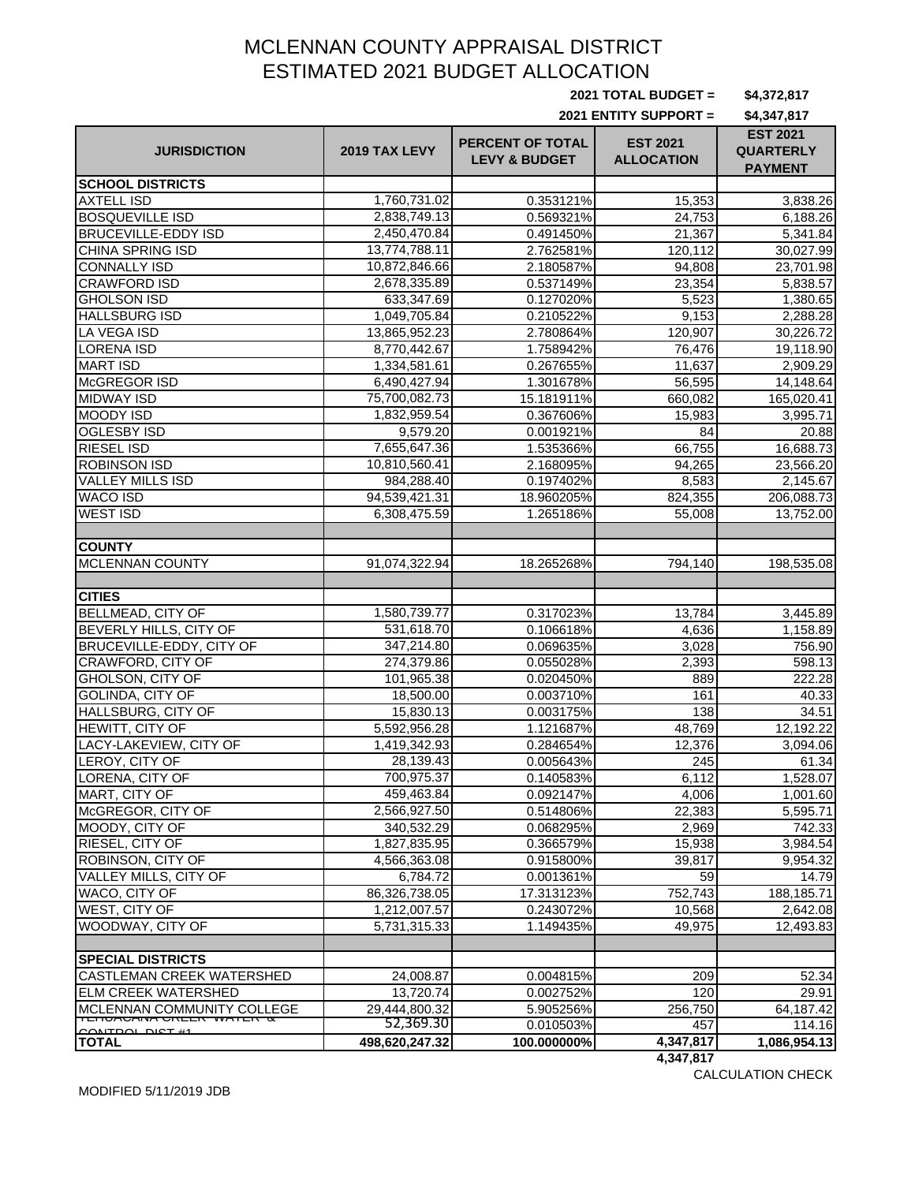# MCLENNAN COUNTY APPRAISAL DISTRICT
# ESTIMATED 2021 BUDGET ALLOCATION

**2021 TOTAL BUDGET = $4,372,817**

**2021 ENTITY SUPPORT = $4,347,817**

| JURISDICTION | 2019 TAX LEVY | PERCENT OF TOTAL LEVY & BUDGET | EST 2021 ALLOCATION | EST 2021 QUARTERLY PAYMENT |
|---|---|---|---|---|
| **SCHOOL DISTRICTS** | | | | |
| AXTELL ISD | 1,760,731.02 | 0.353121% | 15,353 | 3,838.26 |
| BOSQUEVILLE ISD | 2,838,749.13 | 0.569321% | 24,753 | 6,188.26 |
| BRUCEVILLE-EDDY ISD | 2,450,470.84 | 0.491450% | 21,367 | 5,341.84 |
| CHINA SPRING ISD | 13,774,788.11 | 2.762581% | 120,112 | 30,027.99 |
| CONNALLY ISD | 10,872,846.66 | 2.180587% | 94,808 | 23,701.98 |
| CRAWFORD ISD | 2,678,335.89 | 0.537149% | 23,354 | 5,838.57 |
| GHOLSON ISD | 633,347.69 | 0.127020% | 5,523 | 1,380.65 |
| HALLSBURG ISD | 1,049,705.84 | 0.210522% | 9,153 | 2,288.28 |
| LA VEGA ISD | 13,865,952.23 | 2.780864% | 120,907 | 30,226.72 |
| LORENA ISD | 8,770,442.67 | 1.758942% | 76,476 | 19,118.90 |
| MART ISD | 1,334,581.61 | 0.267655% | 11,637 | 2,909.29 |
| McGREGOR ISD | 6,490,427.94 | 1.301678% | 56,595 | 14,148.64 |
| MIDWAY ISD | 75,700,082.73 | 15.181911% | 660,082 | 165,020.41 |
| MOODY ISD | 1,832,959.54 | 0.367606% | 15,983 | 3,995.71 |
| OGLESBY ISD | 9,579.20 | 0.001921% | 84 | 20.88 |
| RIESEL ISD | 7,655,647.36 | 1.535366% | 66,755 | 16,688.73 |
| ROBINSON ISD | 10,810,560.41 | 2.168095% | 94,265 | 23,566.20 |
| VALLEY MILLS ISD | 984,288.40 | 0.197402% | 8,583 | 2,145.67 |
| WACO ISD | 94,539,421.31 | 18.960205% | 824,355 | 206,088.73 |
| WEST ISD | 6,308,475.59 | 1.265186% | 55,008 | 13,752.00 |
| | | | | |
| **COUNTY** | | | | |
| MCLENNAN COUNTY | 91,074,322.94 | 18.265268% | 794,140 | 198,535.08 |
| | | | | |
| **CITIES** | | | | |
| BELLMEAD, CITY OF | 1,580,739.77 | 0.317023% | 13,784 | 3,445.89 |
| BEVERLY HILLS, CITY OF | 531,618.70 | 0.106618% | 4,636 | 1,158.89 |
| BRUCEVILLE-EDDY, CITY OF | 347,214.80 | 0.069635% | 3,028 | 756.90 |
| CRAWFORD, CITY OF | 274,379.86 | 0.055028% | 2,393 | 598.13 |
| GHOLSON, CITY OF | 101,965.38 | 0.020450% | 889 | 222.28 |
| GOLINDA, CITY OF | 18,500.00 | 0.003710% | 161 | 40.33 |
| HALLSBURG, CITY OF | 15,830.13 | 0.003175% | 138 | 34.51 |
| HEWITT, CITY OF | 5,592,956.28 | 1.121687% | 48,769 | 12,192.22 |
| LACY-LAKEVIEW, CITY OF | 1,419,342.93 | 0.284654% | 12,376 | 3,094.06 |
| LEROY, CITY OF | 28,139.43 | 0.005643% | 245 | 61.34 |
| LORENA, CITY OF | 700,975.37 | 0.140583% | 6,112 | 1,528.07 |
| MART, CITY OF | 459,463.84 | 0.092147% | 4,006 | 1,001.60 |
| McGREGOR, CITY OF | 2,566,927.50 | 0.514806% | 22,383 | 5,595.71 |
| MOODY, CITY OF | 340,532.29 | 0.068295% | 2,969 | 742.33 |
| RIESEL, CITY OF | 1,827,835.95 | 0.366579% | 15,938 | 3,984.54 |
| ROBINSON, CITY OF | 4,566,363.08 | 0.915800% | 39,817 | 9,954.32 |
| VALLEY MILLS, CITY OF | 6,784.72 | 0.001361% | 59 | 14.79 |
| WACO, CITY OF | 86,326,738.05 | 17.313123% | 752,743 | 188,185.71 |
| WEST, CITY OF | 1,212,007.57 | 0.243072% | 10,568 | 2,642.08 |
| WOODWAY, CITY OF | 5,731,315.33 | 1.149435% | 49,975 | 12,493.83 |
| | | | | |
| **SPECIAL DISTRICTS** | | | | |
| CASTLEMAN CREEK WATERSHED | 24,008.87 | 0.004815% | 209 | 52.34 |
| ELM CREEK WATERSHED | 13,720.74 | 0.002752% | 120 | 29.91 |
| MCLENNAN COMMUNITY COLLEGE | 29,444,800.32 | 5.905256% | 256,750 | 64,187.42 |
| TEHUACANA CREEK WATER & CONTROL DIST #1 | 52,369.30 | 0.010503% | 457 | 114.16 |
| **TOTAL** | **498,620,247.32** | **100.000000%** | **4,347,817** | **1,086,954.13** |
| | | | **4,347,817** | |

CALCULATION CHECK

MODIFIED 5/11/2019 JDB